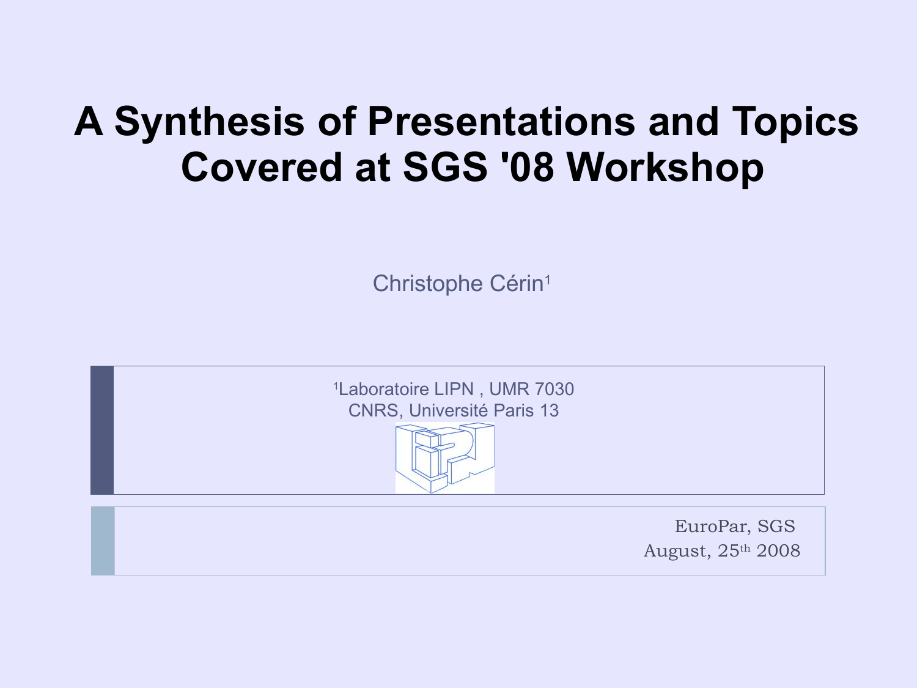# A Synthesis of Presentations and Topics Covered at SGS '08 Workshop

Christophe Cérin[1]

[1]Laboratoire LIPN , UMR 7030
CNRS, Université Paris 13

EuroPar, SGS
August, 25th 2008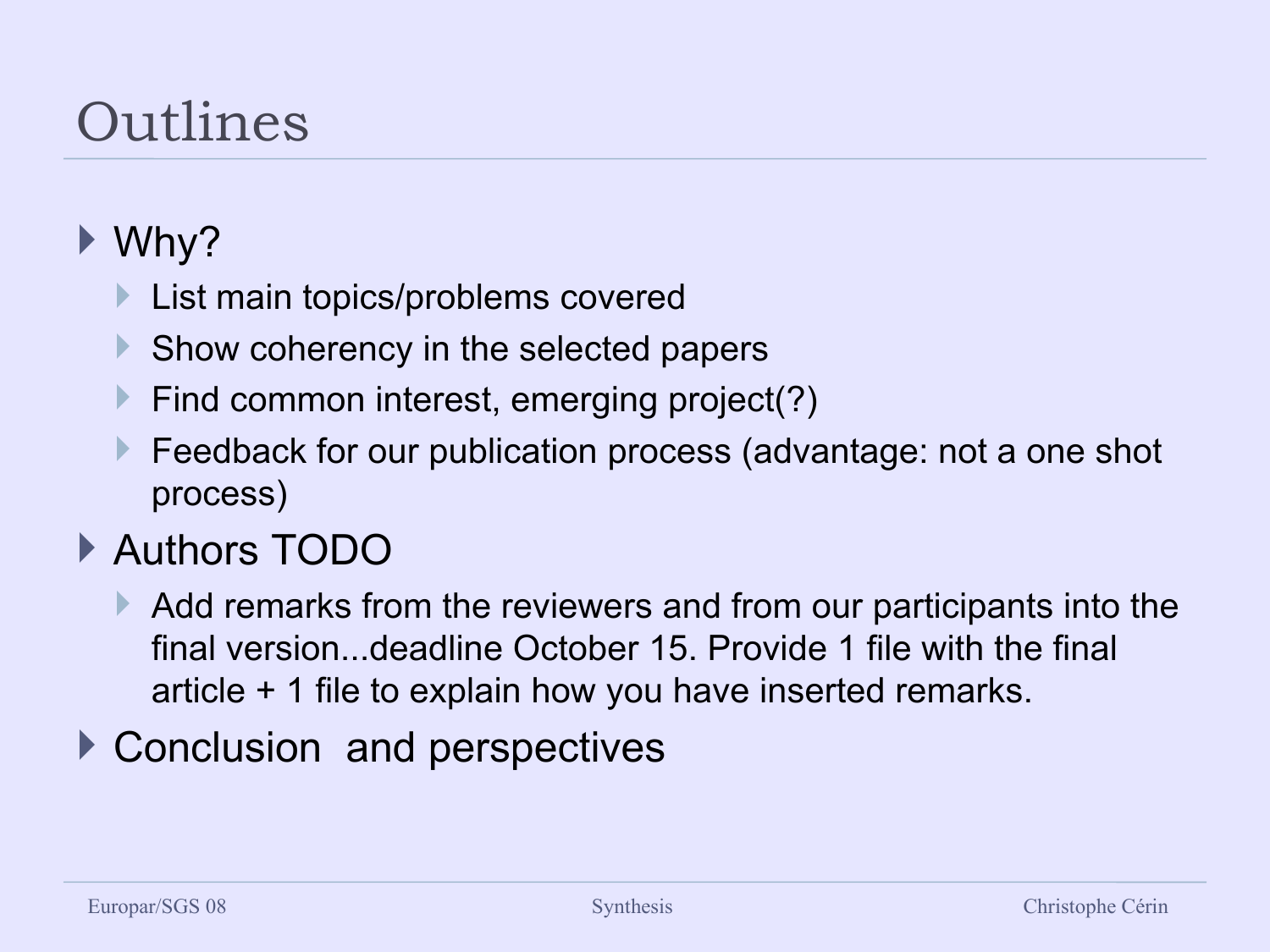# Outlines

- Why?
  - List main topics/problems covered
  - Show coherency in the selected papers
  - Find common interest, emerging project(?)
  - Feedback for our publication process (advantage: not a one shot process)
- Authors TODO
  - Add remarks from the reviewers and from our participants into the final version...deadline October 15. Provide 1 file with the final article + 1 file to explain how you have inserted remarks.
- Conclusion and perspectives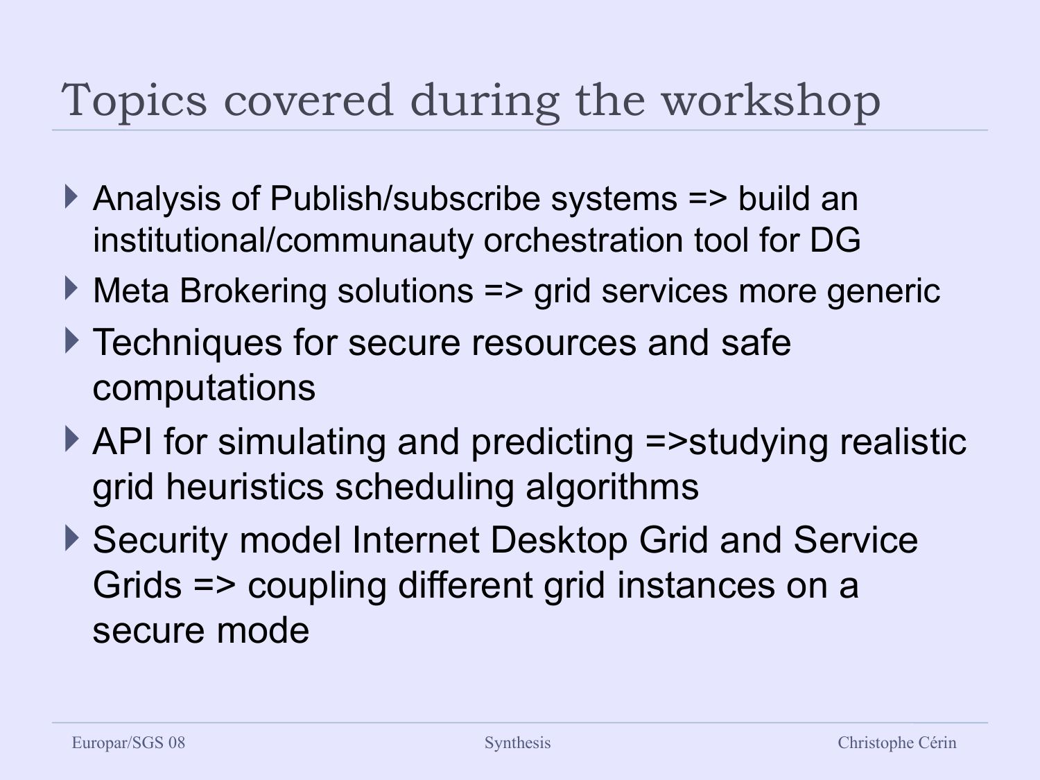# Topics covered during the workshop

- Analysis of Publish/subscribe systems => build an institutional/communauty orchestration tool for DG
- Meta Brokering solutions => grid services more generic
- Techniques for secure resources and safe computations
- API for simulating and predicting =>studying realistic grid heuristics scheduling algorithms
- Security model Internet Desktop Grid and Service Grids => coupling different grid instances on a secure mode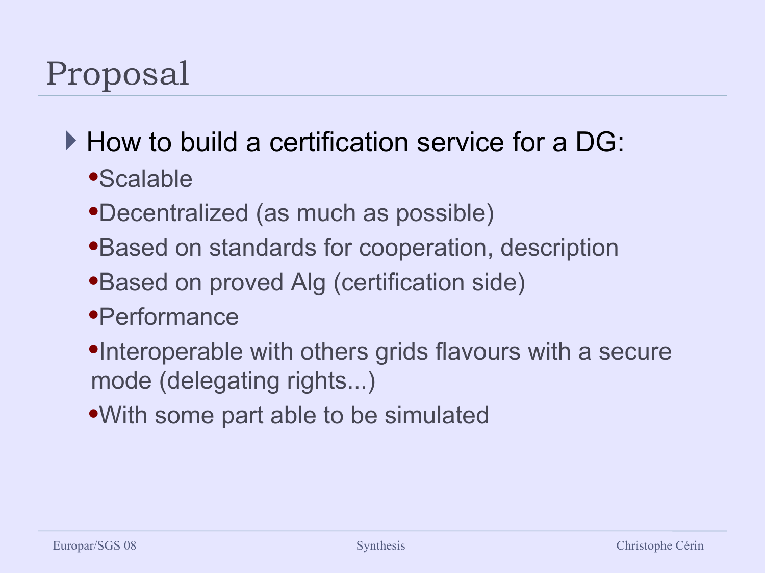# Proposal

- How to build a certification service for a DG:
  - Scalable
  - Decentralized (as much as possible)
  - Based on standards for cooperation, description
  - Based on proved Alg (certification side)
  - Performance
  - Interoperable with others grids flavours with a secure mode (delegating rights...)
  - With some part able to be simulated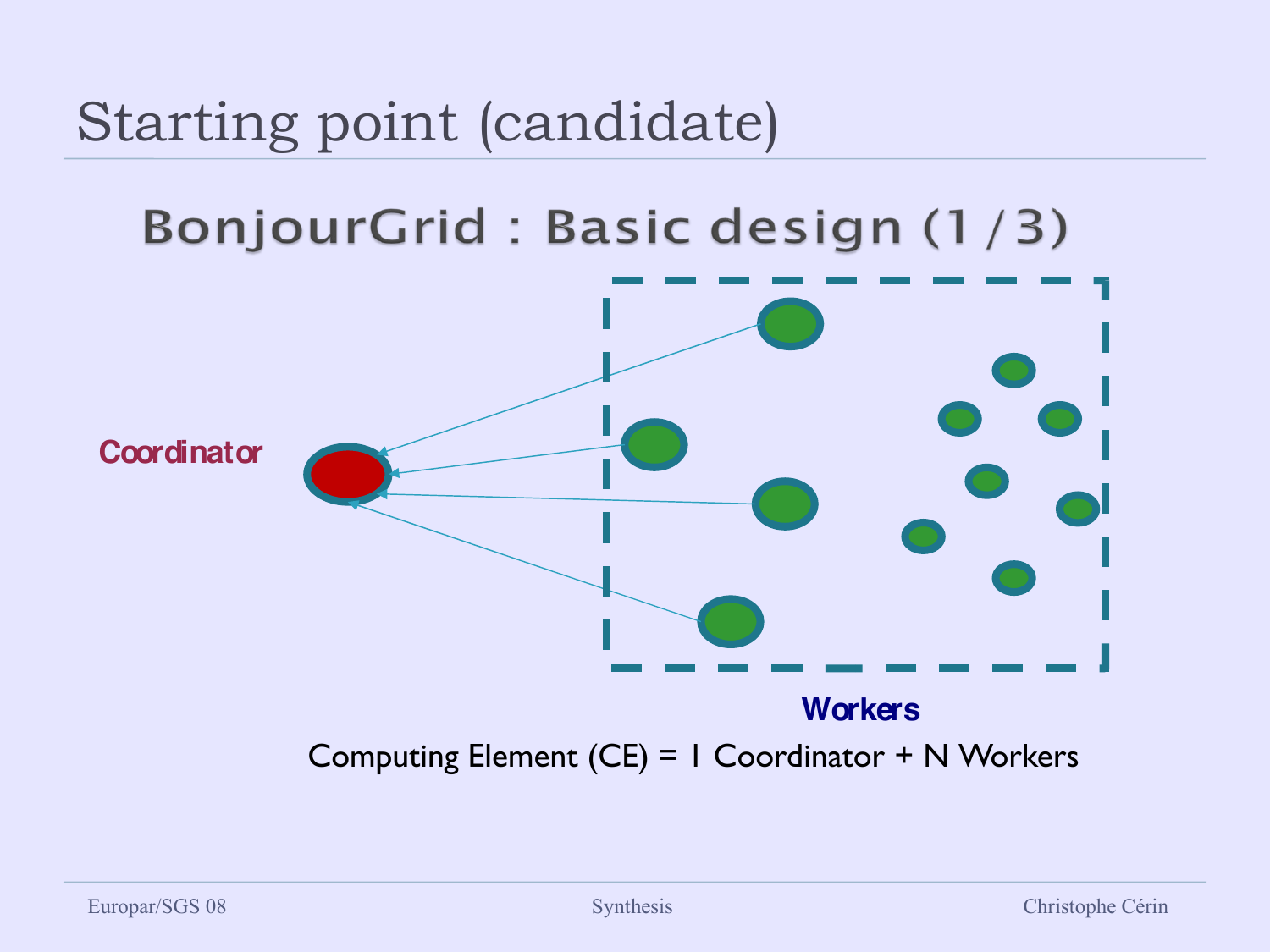# Starting point (candidate)

## BonjourGrid : Basic design (1 / 3)

Coordinator

Workers

Computing Element (CE) = 1 Coordinator + N Workers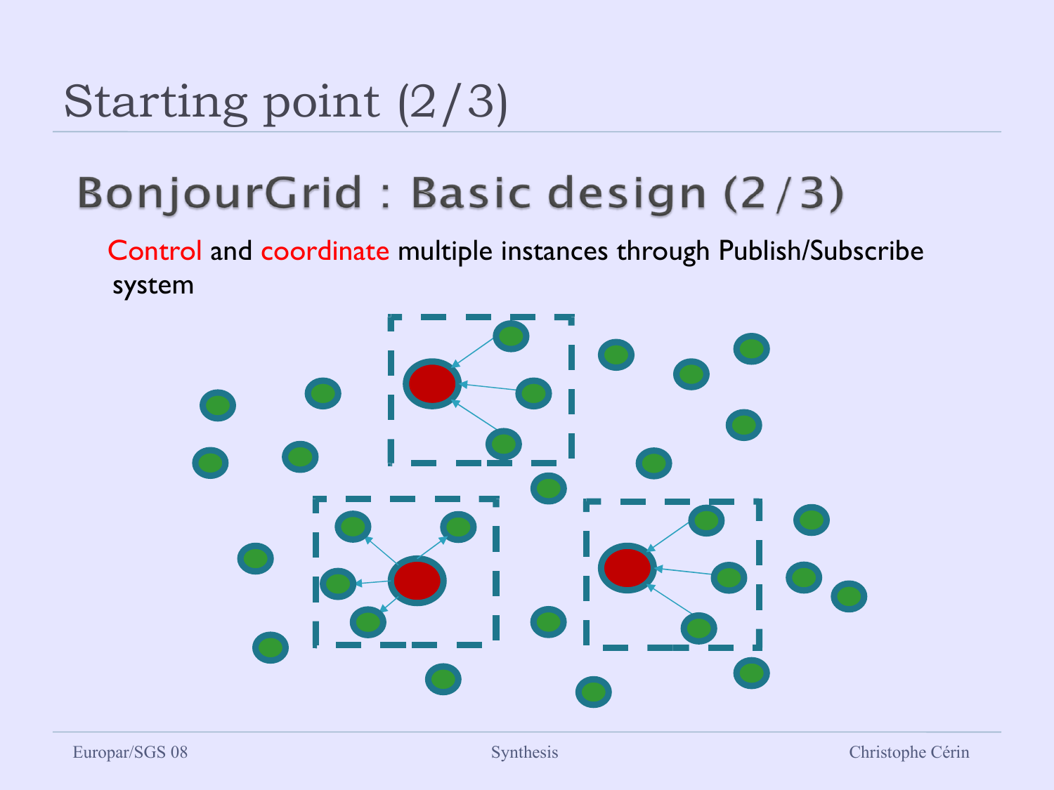# Starting point (2/3)

## BonjourGrid : Basic design (2/3)

Control and coordinate multiple instances through Publish/Subscribe system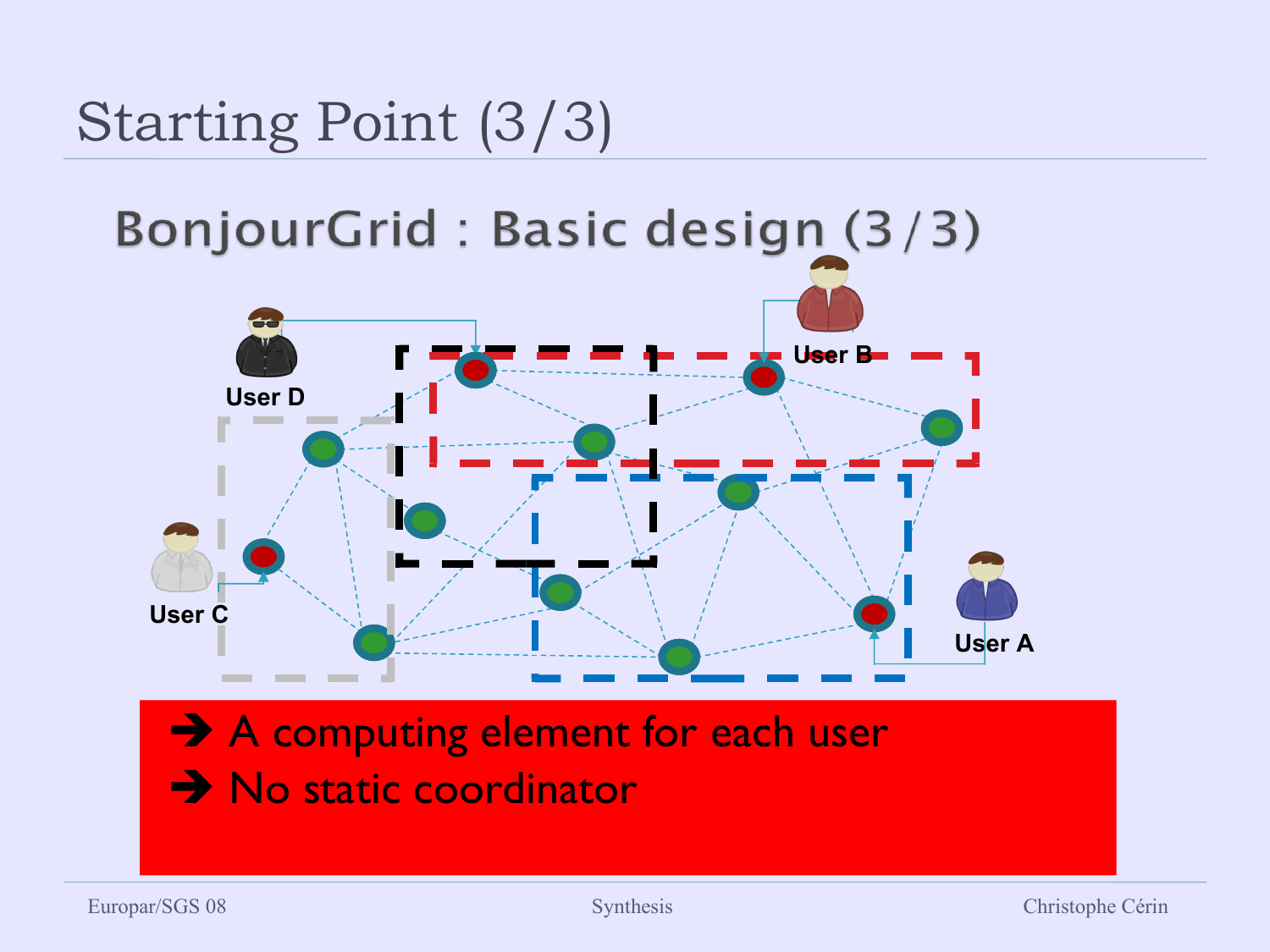# Starting Point (3/3)

## BonjourGrid : Basic design (3/3)

User D

User B

User C

User A

- ➔ A computing element for each user
- ➔ No static coordinator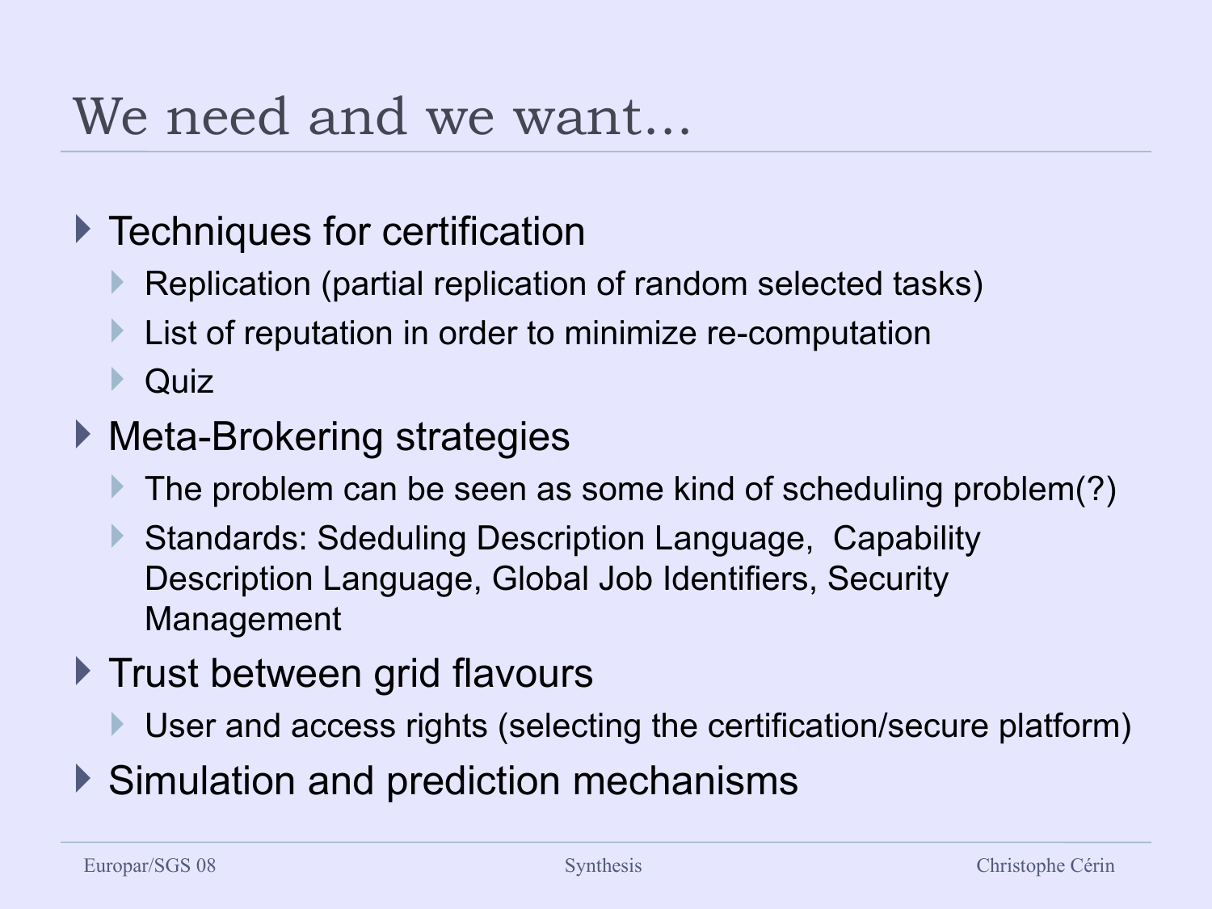# We need and we want…

- Techniques for certification
  - Replication (partial replication of random selected tasks)
  - List of reputation in order to minimize re-computation
  - Quiz
- Meta-Brokering strategies
  - The problem can be seen as some kind of scheduling problem(?)
  - Standards: Sdeduling Description Language, Capability Description Language, Global Job Identifiers, Security Management
- Trust between grid flavours
  - User and access rights (selecting the certification/secure platform)
- Simulation and prediction mechanisms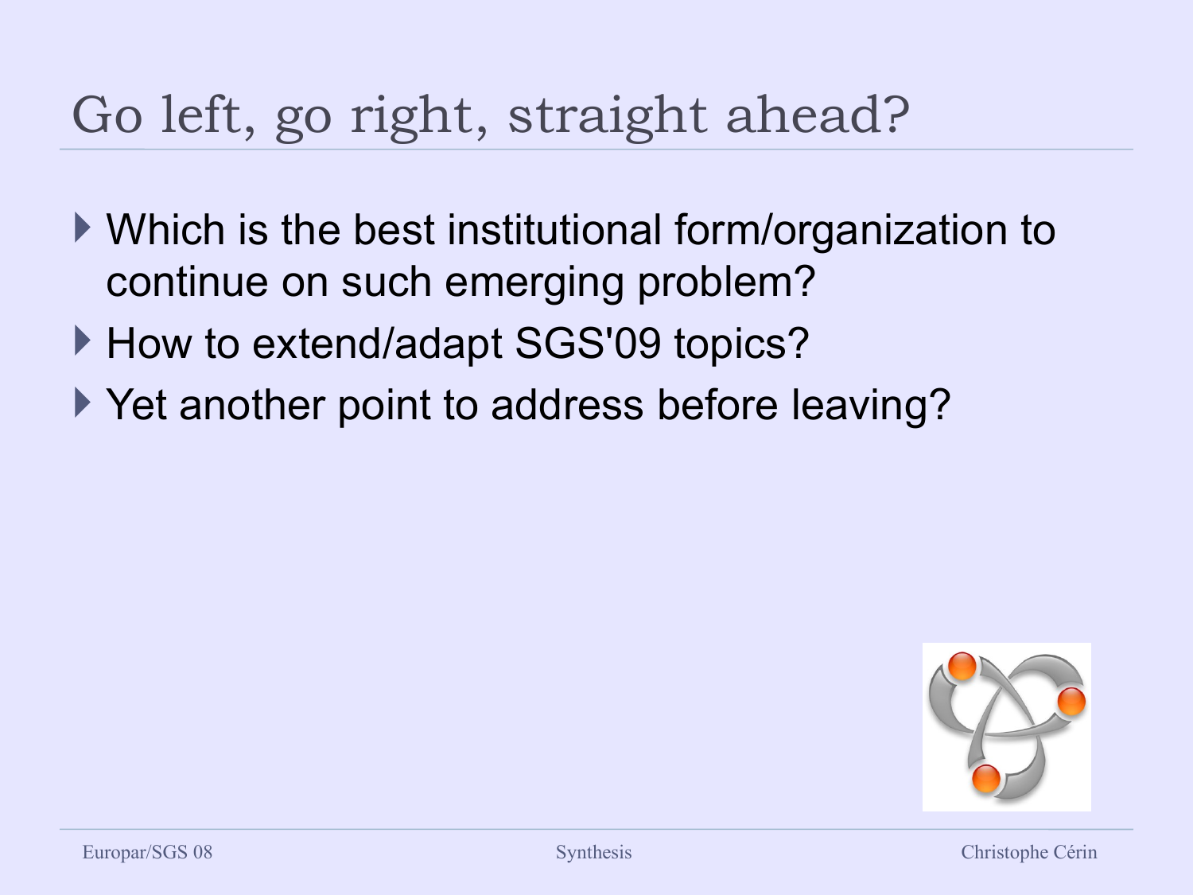# Go left, go right, straight ahead?

- Which is the best institutional form/organization to continue on such emerging problem?
- How to extend/adapt SGS'09 topics?
- Yet another point to address before leaving?